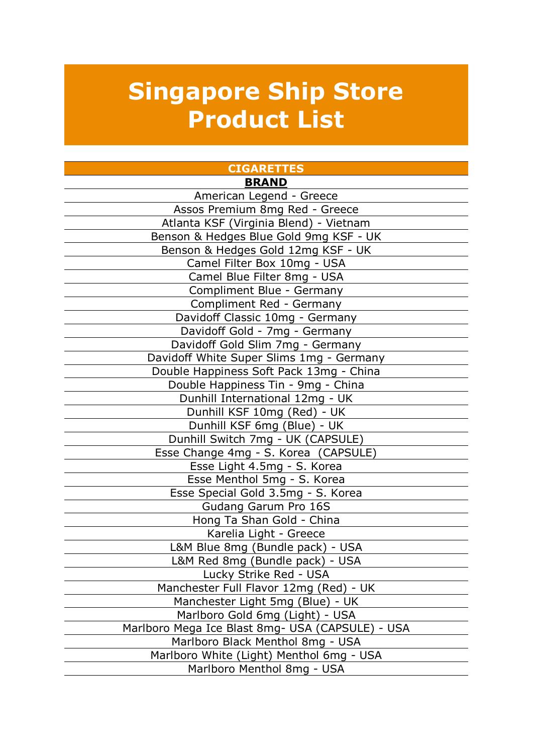# Singapore Ship Store Product List

| CIGARETTES |
|---|
| **BRAND** |
| American Legend - Greece |
| Assos Premium 8mg Red - Greece |
| Atlanta KSF (Virginia Blend) - Vietnam |
| Benson & Hedges Blue Gold 9mg KSF - UK |
| Benson & Hedges Gold 12mg KSF - UK |
| Camel Filter Box 10mg - USA |
| Camel Blue Filter 8mg - USA |
| Compliment Blue - Germany |
| Compliment Red - Germany |
| Davidoff Classic 10mg - Germany |
| Davidoff Gold - 7mg - Germany |
| Davidoff Gold Slim 7mg - Germany |
| Davidoff White Super Slims 1mg - Germany |
| Double Happiness Soft Pack 13mg - China |
| Double Happiness Tin - 9mg - China |
| Dunhill International 12mg - UK |
| Dunhill KSF 10mg (Red) - UK |
| Dunhill KSF 6mg (Blue) - UK |
| Dunhill Switch 7mg - UK (CAPSULE) |
| Esse Change 4mg - S. Korea (CAPSULE) |
| Esse Light 4.5mg - S. Korea |
| Esse Menthol 5mg - S. Korea |
| Esse Special Gold 3.5mg - S. Korea |
| Gudang Garum Pro 16S |
| Hong Ta Shan Gold - China |
| Karelia Light - Greece |
| L&M Blue 8mg (Bundle pack) - USA |
| L&M Red 8mg (Bundle pack) - USA |
| Lucky Strike Red - USA |
| Manchester Full Flavor 12mg (Red) - UK |
| Manchester Light 5mg (Blue) - UK |
| Marlboro Gold 6mg (Light) - USA |
| Marlboro Mega Ice Blast 8mg- USA (CAPSULE) - USA |
| Marlboro Black Menthol 8mg - USA |
| Marlboro White (Light) Menthol 6mg - USA |
| Marlboro Menthol 8mg - USA |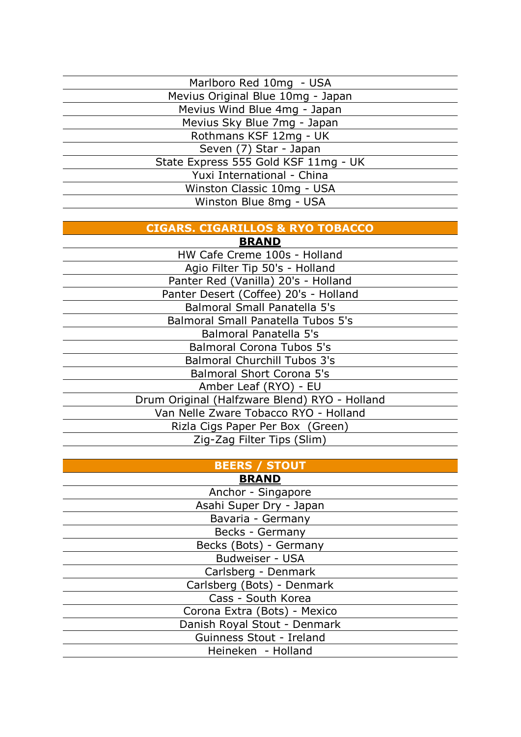| |
|---|
| Marlboro Red 10mg  - USA |
| Mevius Original Blue 10mg - Japan |
| Mevius Wind Blue 4mg - Japan |
| Mevius Sky Blue 7mg - Japan |
| Rothmans KSF 12mg - UK |
| Seven (7) Star - Japan |
| State Express 555 Gold KSF 11mg - UK |
| Yuxi International - China |
| Winston Classic 10mg - USA |
| Winston Blue 8mg - USA |

| CIGARS. CIGARILLOS & RYO TOBACCO |
|---|
| **BRAND** |
| HW Cafe Creme 100s - Holland |
| Agio Filter Tip 50's - Holland |
| Panter Red (Vanilla) 20's - Holland |
| Panter Desert (Coffee) 20's - Holland |
| Balmoral Small Panatella 5's |
| Balmoral Small Panatella Tubos 5's |
| Balmoral Panatella 5's |
| Balmoral Corona Tubos 5's |
| Balmoral Churchill Tubos 3's |
| Balmoral Short Corona 5's |
| Amber Leaf (RYO) - EU |
| Drum Original (Halfzware Blend) RYO - Holland |
| Van Nelle Zware Tobacco RYO - Holland |
| Rizla Cigs Paper Per Box  (Green) |
| Zig-Zag Filter Tips (Slim) |

| BEERS / STOUT |
|---|
| **BRAND** |
| Anchor - Singapore |
| Asahi Super Dry - Japan |
| Bavaria - Germany |
| Becks - Germany |
| Becks (Bots) - Germany |
| Budweiser - USA |
| Carlsberg - Denmark |
| Carlsberg (Bots) - Denmark |
| Cass - South Korea |
| Corona Extra (Bots) - Mexico |
| Danish Royal Stout - Denmark |
| Guinness Stout - Ireland |
| Heineken  - Holland |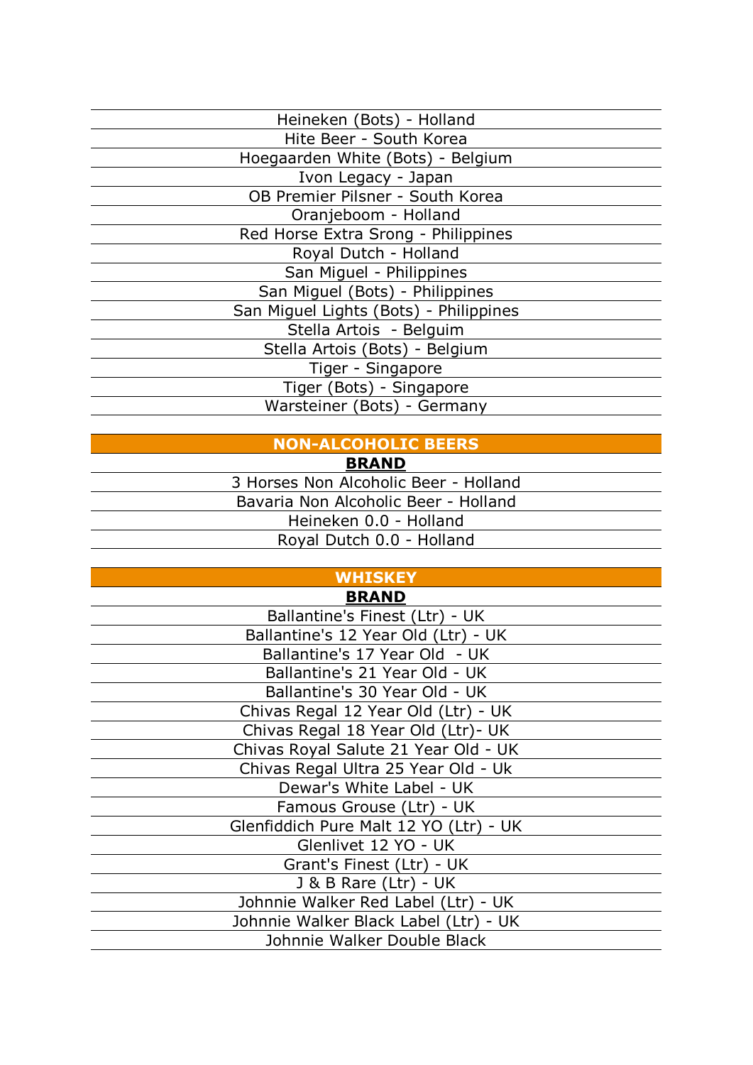| |
|---|
| Heineken (Bots) - Holland |
| Hite Beer - South Korea |
| Hoegaarden White (Bots) - Belgium |
| Ivon Legacy - Japan |
| OB Premier Pilsner - South Korea |
| Oranjeboom - Holland |
| Red Horse Extra Srong - Philippines |
| Royal Dutch - Holland |
| San Miguel - Philippines |
| San Miguel (Bots) - Philippines |
| San Miguel Lights (Bots) - Philippines |
| Stella Artois - Belguim |
| Stella Artois (Bots) - Belgium |
| Tiger - Singapore |
| Tiger (Bots) - Singapore |
| Warsteiner (Bots) - Germany |

| NON-ALCOHOLIC BEERS |
|---|
| **BRAND** |
| 3 Horses Non Alcoholic Beer - Holland |
| Bavaria Non Alcoholic Beer - Holland |
| Heineken 0.0 - Holland |
| Royal Dutch 0.0 - Holland |

| WHISKEY |
|---|
| **BRAND** |
| Ballantine's Finest (Ltr) - UK |
| Ballantine's 12 Year Old (Ltr) - UK |
| Ballantine's 17 Year Old - UK |
| Ballantine's 21 Year Old - UK |
| Ballantine's 30 Year Old - UK |
| Chivas Regal 12 Year Old (Ltr) - UK |
| Chivas Regal 18 Year Old (Ltr)- UK |
| Chivas Royal Salute 21 Year Old - UK |
| Chivas Regal Ultra 25 Year Old - Uk |
| Dewar's White Label - UK |
| Famous Grouse (Ltr) - UK |
| Glenfiddich Pure Malt 12 YO (Ltr) - UK |
| Glenlivet 12 YO - UK |
| Grant's Finest (Ltr) - UK |
| J & B Rare (Ltr) - UK |
| Johnnie Walker Red Label (Ltr) - UK |
| Johnnie Walker Black Label (Ltr) - UK |
| Johnnie Walker Double Black |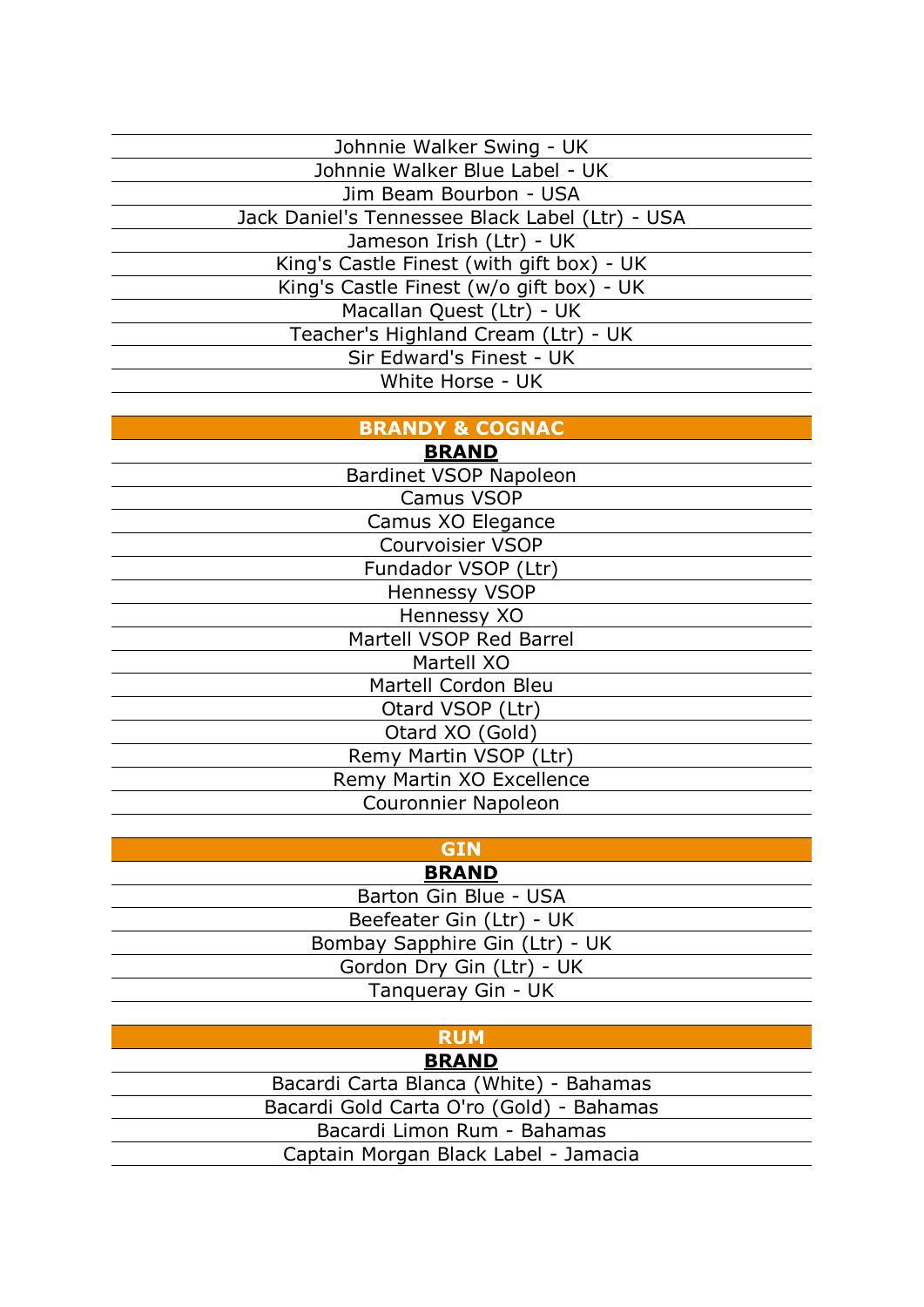| |
|---|
| Johnnie Walker Swing - UK |
| Johnnie Walker Blue Label - UK |
| Jim Beam Bourbon - USA |
| Jack Daniel's Tennessee Black Label (Ltr) - USA |
| Jameson Irish (Ltr) - UK |
| King's Castle Finest (with gift box) - UK |
| King's Castle Finest (w/o gift box) - UK |
| Macallan Quest (Ltr) - UK |
| Teacher's Highland Cream (Ltr) - UK |
| Sir Edward's Finest - UK |
| White Horse - UK |

| BRANDY & COGNAC |
|---|
| **BRAND** |
| Bardinet VSOP Napoleon |
| Camus VSOP |
| Camus XO Elegance |
| Courvoisier VSOP |
| Fundador VSOP (Ltr) |
| Hennessy VSOP |
| Hennessy XO |
| Martell VSOP Red Barrel |
| Martell XO |
| Martell Cordon Bleu |
| Otard VSOP (Ltr) |
| Otard XO (Gold) |
| Remy Martin VSOP (Ltr) |
| Remy Martin XO Excellence |
| Couronnier Napoleon |

| GIN |
|---|
| **BRAND** |
| Barton Gin Blue - USA |
| Beefeater Gin (Ltr) - UK |
| Bombay Sapphire Gin (Ltr) - UK |
| Gordon Dry Gin (Ltr) - UK |
| Tanqueray Gin - UK |

| RUM |
|---|
| **BRAND** |
| Bacardi Carta Blanca (White) - Bahamas |
| Bacardi Gold Carta O'ro (Gold) - Bahamas |
| Bacardi Limon Rum - Bahamas |
| Captain Morgan Black Label - Jamacia |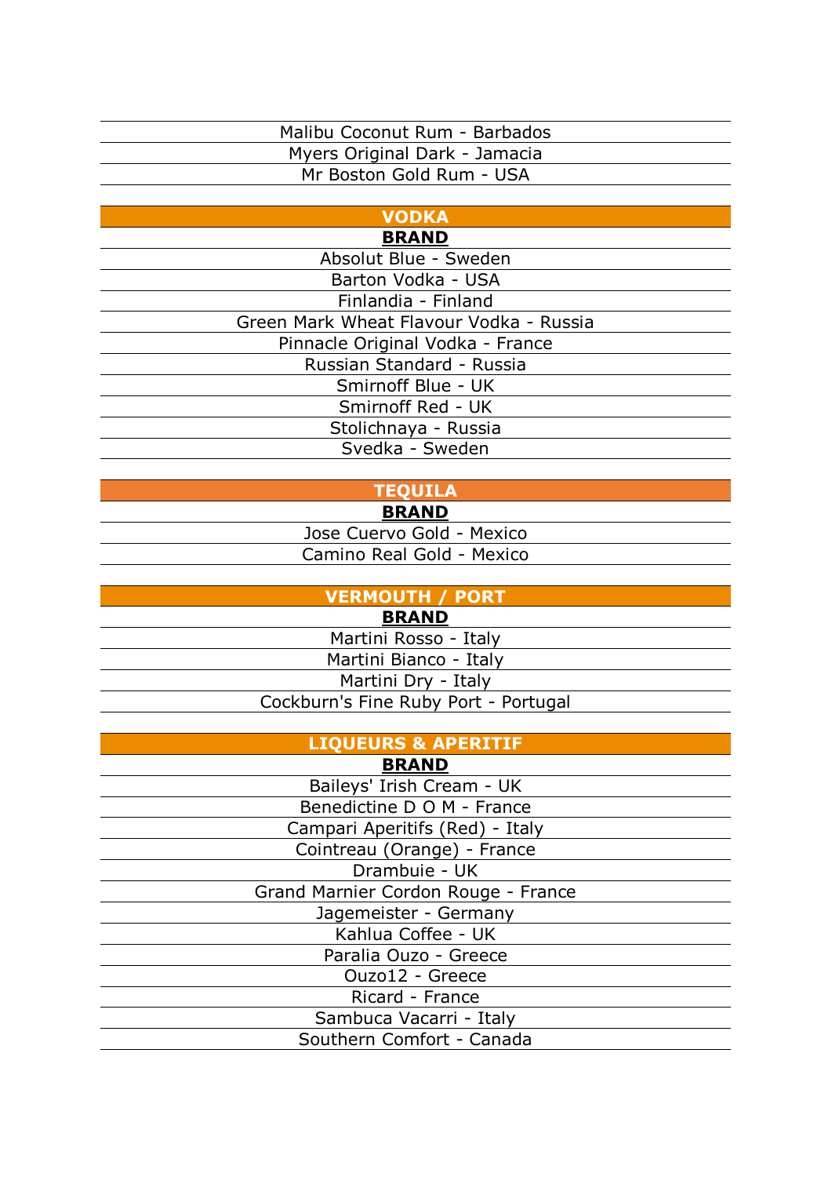| Malibu Coconut Rum - Barbados |
|---|
| Myers Original Dark - Jamacia |
| Mr Boston Gold Rum - USA |

| VODKA |
|---|
| **BRAND** |
| Absolut Blue - Sweden |
| Barton Vodka - USA |
| Finlandia - Finland |
| Green Mark Wheat Flavour Vodka - Russia |
| Pinnacle Original Vodka - France |
| Russian Standard - Russia |
| Smirnoff Blue - UK |
| Smirnoff Red - UK |
| Stolichnaya - Russia |
| Svedka - Sweden |

| TEQUILA |
|---|
| **BRAND** |
| Jose Cuervo Gold - Mexico |
| Camino Real Gold - Mexico |

| VERMOUTH / PORT |
|---|
| **BRAND** |
| Martini Rosso - Italy |
| Martini Bianco - Italy |
| Martini Dry - Italy |
| Cockburn's Fine Ruby Port - Portugal |

| LIQUEURS & APERITIF |
|---|
| **BRAND** |
| Baileys' Irish Cream - UK |
| Benedictine D O M - France |
| Campari Aperitifs (Red) - Italy |
| Cointreau (Orange) - France |
| Drambuie - UK |
| Grand Marnier Cordon Rouge - France |
| Jagemeister - Germany |
| Kahlua Coffee - UK |
| Paralia Ouzo - Greece |
| Ouzo12 - Greece |
| Ricard - France |
| Sambuca Vacarri - Italy |
| Southern Comfort - Canada |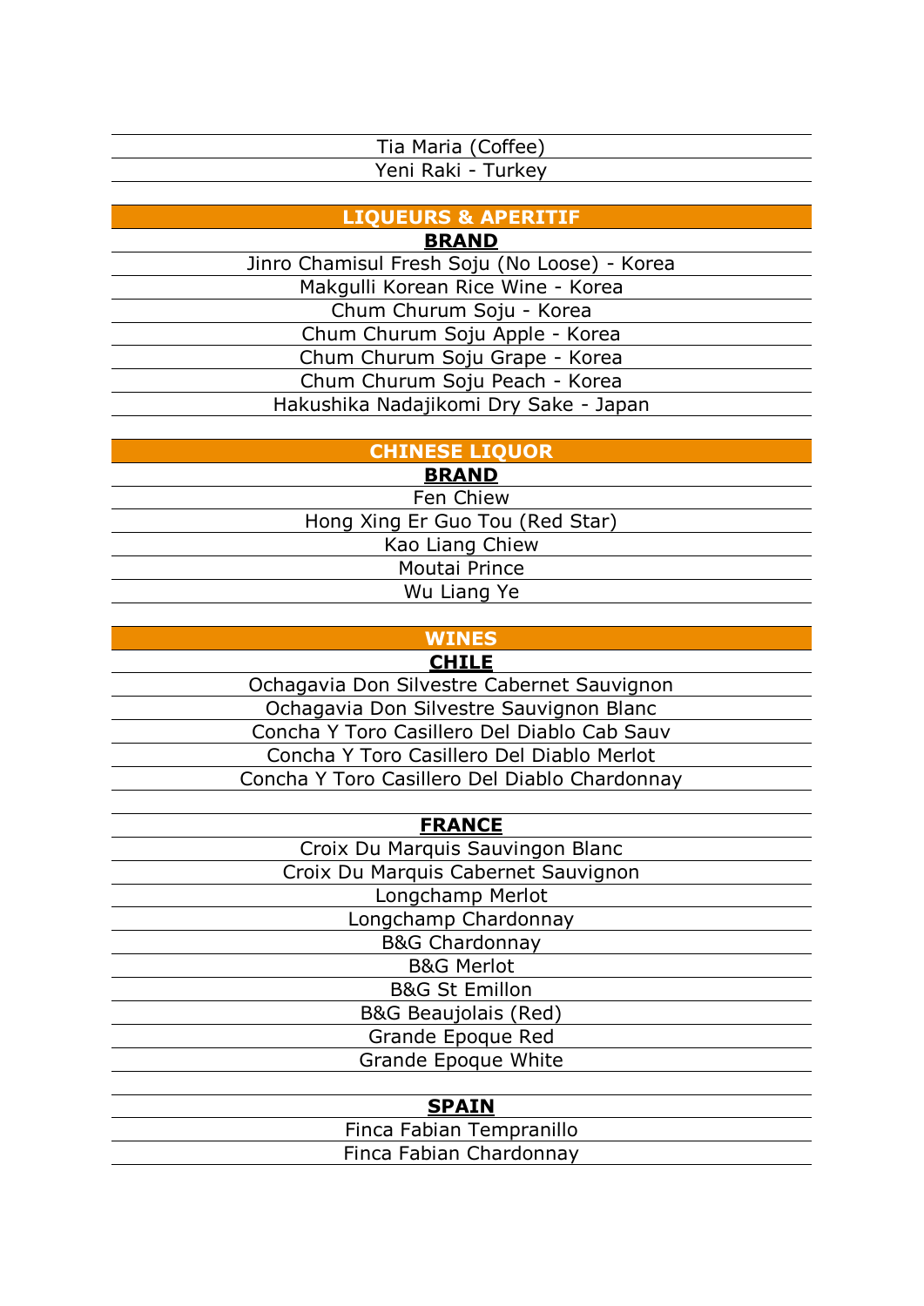| Tia Maria (Coffee) |
|---|
| Yeni Raki - Turkey |

| LIQUEURS & APERITIF |
|---|
| **BRAND** |
| Jinro Chamisul Fresh Soju (No Loose) - Korea |
| Makgulli Korean Rice Wine - Korea |
| Chum Churum Soju - Korea |
| Chum Churum Soju Apple - Korea |
| Chum Churum Soju Grape - Korea |
| Chum Churum Soju Peach - Korea |
| Hakushika Nadajikomi Dry Sake - Japan |

| CHINESE LIQUOR |
|---|
| **BRAND** |
| Fen Chiew |
| Hong Xing Er Guo Tou (Red Star) |
| Kao Liang Chiew |
| Moutai Prince |
| Wu Liang Ye |

| WINES |
|---|
| **CHILE** |
| Ochagavia Don Silvestre Cabernet Sauvignon |
| Ochagavia Don Silvestre Sauvignon Blanc |
| Concha Y Toro Casillero Del Diablo Cab Sauv |
| Concha Y Toro Casillero Del Diablo Merlot |
| Concha Y Toro Casillero Del Diablo Chardonnay |
| |
| **FRANCE** |
| Croix Du Marquis Sauvingon Blanc |
| Croix Du Marquis Cabernet Sauvignon |
| Longchamp Merlot |
| Longchamp Chardonnay |
| B&G Chardonnay |
| B&G Merlot |
| B&G St Emillon |
| B&G Beaujolais (Red) |
| Grande Epoque Red |
| Grande Epoque White |
| |
| **SPAIN** |
| Finca Fabian Tempranillo |
| Finca Fabian Chardonnay |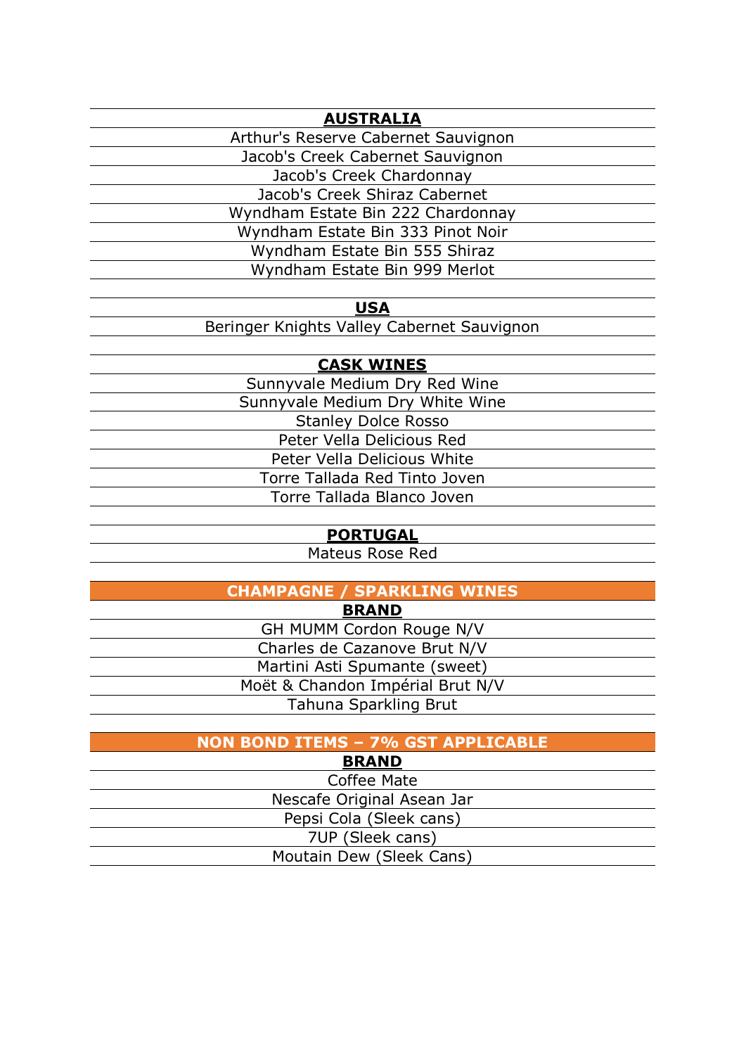| AUSTRALIA |
| --- |
| Arthur's Reserve Cabernet Sauvignon |
| Jacob's Creek Cabernet Sauvignon |
| Jacob's Creek Chardonnay |
| Jacob's Creek Shiraz Cabernet |
| Wyndham Estate Bin 222 Chardonnay |
| Wyndham Estate Bin 333 Pinot Noir |
| Wyndham Estate Bin 555 Shiraz |
| Wyndham Estate Bin 999 Merlot |

| USA |
| --- |
| Beringer Knights Valley Cabernet Sauvignon |

| CASK WINES |
| --- |
| Sunnyvale Medium Dry Red Wine |
| Sunnyvale Medium Dry White Wine |
| Stanley Dolce Rosso |
| Peter Vella Delicious Red |
| Peter Vella Delicious White |
| Torre Tallada Red Tinto Joven |
| Torre Tallada Blanco Joven |

| PORTUGAL |
| --- |
| Mateus Rose Red |

## CHAMPAGNE / SPARKLING WINES

| BRAND |
| --- |
| GH MUMM Cordon Rouge N/V |
| Charles de Cazanove Brut N/V |
| Martini Asti Spumante (sweet) |
| Moët & Chandon Impérial Brut N/V |
| Tahuna Sparkling Brut |

## NON BOND ITEMS – 7% GST APPLICABLE

| BRAND |
| --- |
| Coffee Mate |
| Nescafe Original Asean Jar |
| Pepsi Cola (Sleek cans) |
| 7UP (Sleek cans) |
| Moutain Dew (Sleek Cans) |